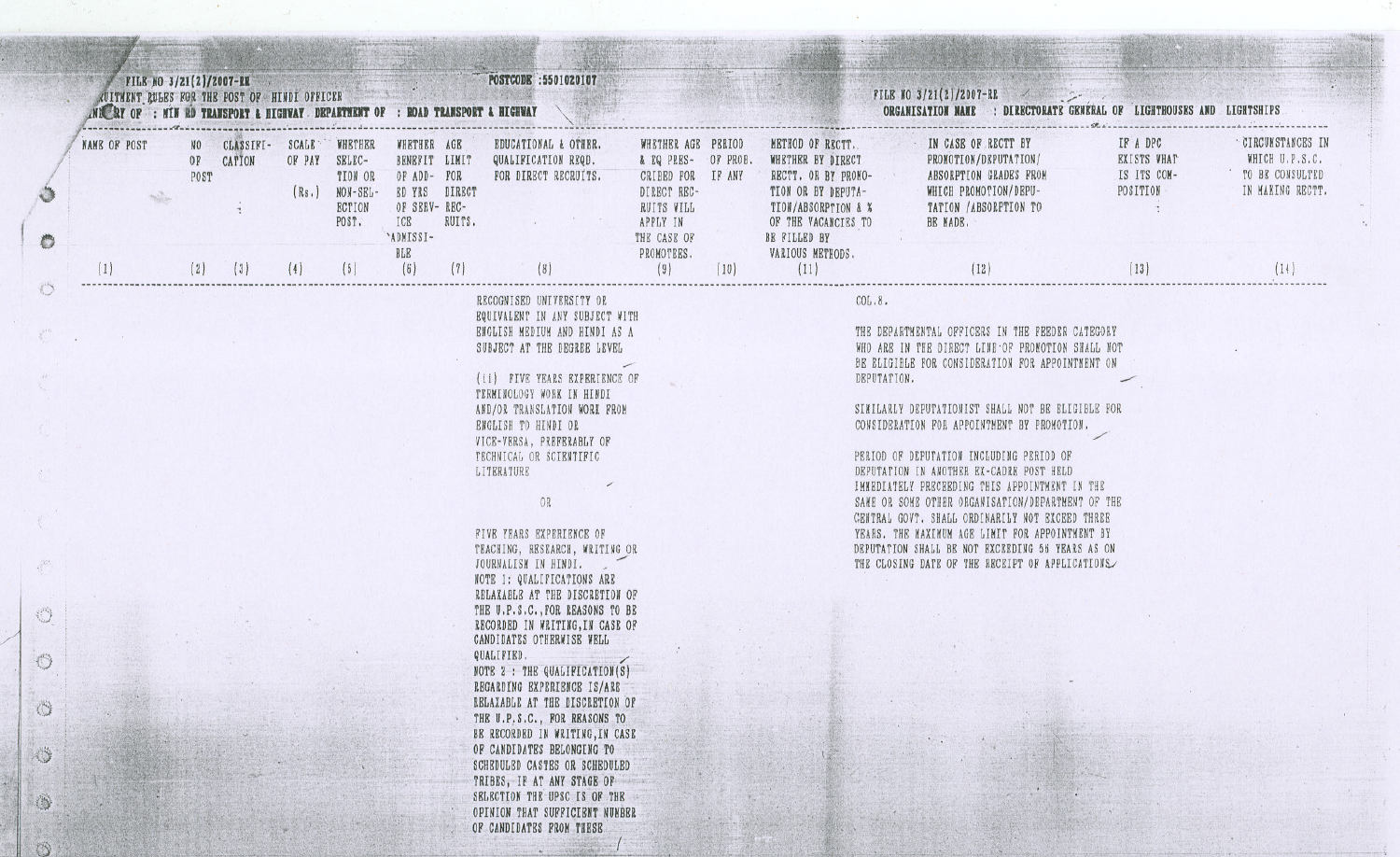FILE NO 3/21(2)/2007-RE

RECRUITMENT RULES FOR THE POST OF HINDI OFFICER

MINISTRY OF : MIN RD TRANSPORT & HIGHWAY DEPARTMENT OF : ROAD TRANSPORT & HIGHWAY

POSTCODE :5501020107

FILE NO 3/21(2)/2007-RE

ORGANISATION NAME : DIRECTORATE GENERAL OF LIGHTHOUSES AND LIGHTSHIPS

| NAME OF POST | NO OF POST | CLASSIFICATION | SCALE OF PAY (Rs.) | WHETHER SELECTION OR NON-SELECTION POST. | WHETHER BENEFIT OF ADDED YRS OF SERVICE ADMISSIBLE | AGE LIMIT FOR DIRECT RECRUITS. | EDUCATIONAL & OTHER. QUALIFICATION REQD. FOR DIRECT RECRUITS. | WHETHER AGE & EQ PRESCRIBED FOR DIRECT RECRUITS WILL APPLY IN THE CASE OF PROMOTEES. | PERIOD OF PROB. IF ANY | METHOD OF RECTT. WHETHER BY DIRECT RECTT. OR BY PROMOTION OR BY DEPUTATION/ABSORPTION & % OF THE VACANCIES TO BE FILLED BY VARIOUS METHODS. | IN CASE OF RECTT BY PROMOTION/DEPUTATION/ ABSORPTION GRADES FROM WHICH PROMOTION/DEPUTATION /ABSORPTION TO BE MADE. | IF A DPC EXISTS WHAT IS ITS COMPOSITION | CIRCUMSTANCES IN WHICH U.P.S.C. TO BE CONSULTED IN MAKING RECTT. |
|---|---|---|---|---|---|---|---|---|---|---|---|---|---|
| (1) | (2) | (3) | (4) | (5) | (6) | (7) | (8) | (9) | (10) | (11) | (12) | (13) | (14) |
| | | | | | | | RECOGNISED UNIVERSITY OR EQUIVALENT IN ANY SUBJECT WITH ENGLISH MEDIUM AND HINDI AS A SUBJECT AT THE DEGREE LEVEL<br><br>(ii) FIVE YEARS EXPERIENCE OF TERMINOLOGY WORK IN HINDI AND/OR TRANSLATION WORK FROM ENGLISH TO HINDI OR VICE-VERSA, PREFERABLY OF TECHNICAL OR SCIENTIFIC LITERATURE<br><br>OR<br><br>FIVE YEARS EXPERIENCE OF TEACHING, RESEARCH, WRITING OR JOURNALISM IN HINDI.<br>NOTE 1: QUALIFICATIONS ARE RELAXABLE AT THE DISCRETION OF THE U.P.S.C.,FOR REASONS TO BE RECORDED IN WRITING,IN CASE OF CANDIDATES OTHERWISE WELL QUALIFIED.<br>NOTE 2 : THE QUALIFICATION(S) REGARDING EXPERIENCE IS/ARE RELAXABLE AT THE DISCRETION OF THE U.P.S.C., FOR REASONS TO BE RECORDED IN WRITING,IN CASE OF CANDIDATES BELONGING TO SCHEDULED CASTES OR SCHEDULED TRIBES, IF AT ANY STAGE OF SELECTION THE UPSC IS OF THE OPINION THAT SUFFICIENT NUMBER OF CANDIDATES FROM THESE | | | | COL.8.<br><br>THE DEPARTMENTAL OFFICERS IN THE FEEDER CATEGORY WHO ARE IN THE DIRECT LINE OF PROMOTION SHALL NOT BE ELIGIBLE FOR CONSIDERATION FOR APPOINTMENT ON DEPUTATION.<br><br>SIMILARLY DEPUTATIONIST SHALL NOT BE ELIGIBLE FOR CONSIDERATION FOR APPOINTMENT BY PROMOTION.<br><br>PERIOD OF DEPUTATION INCLUDING PERIOD OF DEPUTATION IN ANOTHER EX-CADRE POST HELD IMMEDIATELY PRECEEDING THIS APPOINTMENT IN THE SAME OR SOME OTHER ORGANISATION/DEPARTMENT OF THE CENTRAL GOVT. SHALL ORDINARILY NOT EXCEED THREE YEARS. THE MAXIMUM AGE LIMIT FOR APPOINTMENT BY DEPUTATION SHALL BE NOT EXCEEDING 56 YEARS AS ON THE CLOSING DATE OF THE RECEIPT OF APPLICATIONS. | | |